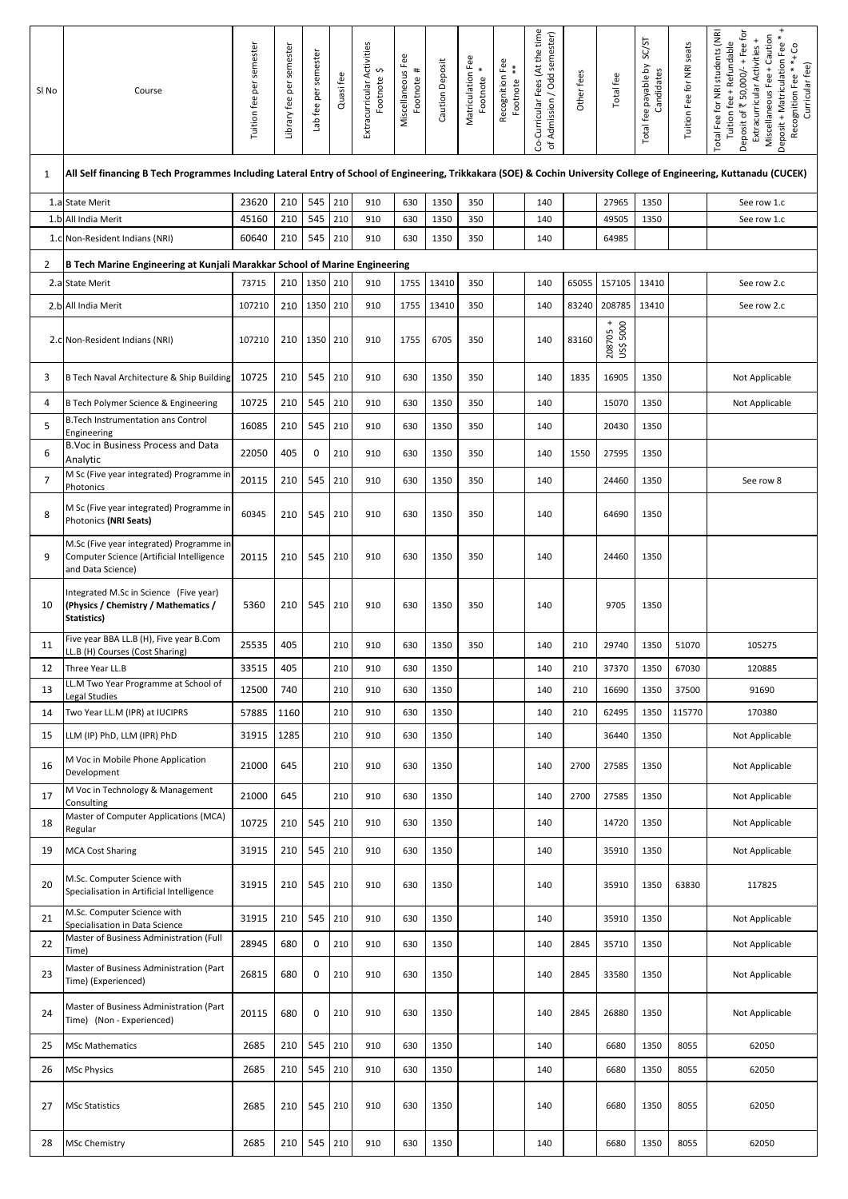| Sl No | Course | Tuition fee per semester | Library fee per semester | Lab fee per semester | Quasi fee | Extracurricular Activities Footnote $ | Miscellaneous Fee Footnote # | Caution Deposit | Matriculation Fee Footnote * | Recognition Fee Footnote ** | Co-Curricular Fees (At the time of Admission / Odd semester) | Other fees | Total fee | Total fee payable by SC/ST Candidates | Tuition Fee for NRI seats | Total Fee for NRI students (NRI Tuition fee + Refundable Deposit of ₹ 50,000/- + Fee for Extracurricular Activities + Miscellaneous Fee + Caution Deposit + Matriculation Fee * + Recognition Fee **+ Co Curricular fee) |
|---|---|---|---|---|---|---|---|---|---|---|---|---|---|---|---|---|
| 1 | **All Self financing B Tech Programmes Including Lateral Entry of School of Engineering, Trikkakara (SOE) & Cochin University College of Engineering, Kuttanadu (CUCEK)** | | | | | | | | | | | | | | | |
| 1.a | State Merit | 23620 | 210 | 545 | 210 | 910 | 630 | 1350 | 350 | | 140 | | 27965 | 1350 | | See row 1.c |
| 1.b | All India Merit | 45160 | 210 | 545 | 210 | 910 | 630 | 1350 | 350 | | 140 | | 49505 | 1350 | | See row 1.c |
| 1.c | Non-Resident Indians (NRI) | 60640 | 210 | 545 | 210 | 910 | 630 | 1350 | 350 | | 140 | | 64985 | | | |
| 2 | **B Tech Marine Engineering at Kunjali Marakkar School of Marine Engineering** | | | | | | | | | | | | | | | |
| 2.a | State Merit | 73715 | 210 | 1350 | 210 | 910 | 1755 | 13410 | 350 | | 140 | 65055 | 157105 | 13410 | | See row 2.c |
| 2.b | All India Merit | 107210 | 210 | 1350 | 210 | 910 | 1755 | 13410 | 350 | | 140 | 83240 | 208785 | 13410 | | See row 2.c |
| 2.c | Non-Resident Indians (NRI) | 107210 | 210 | 1350 | 210 | 910 | 1755 | 6705 | 350 | | 140 | 83160 | 208705 + US$ 5000 | | | |
| 3 | B Tech Naval Architecture & Ship Building | 10725 | 210 | 545 | 210 | 910 | 630 | 1350 | 350 | | 140 | 1835 | 16905 | 1350 | | Not Applicable |
| 4 | B Tech Polymer Science & Engineering | 10725 | 210 | 545 | 210 | 910 | 630 | 1350 | 350 | | 140 | | 15070 | 1350 | | Not Applicable |
| 5 | B.Tech Instrumentation ans Control Engineering | 16085 | 210 | 545 | 210 | 910 | 630 | 1350 | 350 | | 140 | | 20430 | 1350 | | |
| 6 | B.Voc in Business Process and Data Analytic | 22050 | 405 | 0 | 210 | 910 | 630 | 1350 | 350 | | 140 | 1550 | 27595 | 1350 | | |
| 7 | M Sc (Five year integrated) Programme in Photonics | 20115 | 210 | 545 | 210 | 910 | 630 | 1350 | 350 | | 140 | | 24460 | 1350 | | See row 8 |
| 8 | M Sc (Five year integrated) Programme in Photonics **(NRI Seats)** | 60345 | 210 | 545 | 210 | 910 | 630 | 1350 | 350 | | 140 | | 64690 | 1350 | | |
| 9 | M.Sc (Five year integrated) Programme in Computer Science (Artificial Intelligence and Data Science) | 20115 | 210 | 545 | 210 | 910 | 630 | 1350 | 350 | | 140 | | 24460 | 1350 | | |
| 10 | Integrated M.Sc in Science (Five year) **(Physics / Chemistry / Mathematics / Statistics)** | 5360 | 210 | 545 | 210 | 910 | 630 | 1350 | 350 | | 140 | | 9705 | 1350 | | |
| 11 | Five year BBA LL.B (H), Five year B.Com LL.B (H) Courses (Cost Sharing) | 25535 | 405 | | 210 | 910 | 630 | 1350 | 350 | | 140 | 210 | 29740 | 1350 | 51070 | 105275 |
| 12 | Three Year LL.B | 33515 | 405 | | 210 | 910 | 630 | 1350 | | | 140 | 210 | 37370 | 1350 | 67030 | 120885 |
| 13 | LL.M Two Year Programme at School of Legal Studies | 12500 | 740 | | 210 | 910 | 630 | 1350 | | | 140 | 210 | 16690 | 1350 | 37500 | 91690 |
| 14 | Two Year LL.M (IPR) at IUCIPRS | 57885 | 1160 | | 210 | 910 | 630 | 1350 | | | 140 | 210 | 62495 | 1350 | 115770 | 170380 |
| 15 | LLM (IP) PhD, LLM (IPR) PhD | 31915 | 1285 | | 210 | 910 | 630 | 1350 | | | 140 | | 36440 | 1350 | | Not Applicable |
| 16 | M Voc in Mobile Phone Application Development | 21000 | 645 | | 210 | 910 | 630 | 1350 | | | 140 | 2700 | 27585 | 1350 | | Not Applicable |
| 17 | M Voc in Technology & Management Consulting | 21000 | 645 | | 210 | 910 | 630 | 1350 | | | 140 | 2700 | 27585 | 1350 | | Not Applicable |
| 18 | Master of Computer Applications (MCA) Regular | 10725 | 210 | 545 | 210 | 910 | 630 | 1350 | | | 140 | | 14720 | 1350 | | Not Applicable |
| 19 | MCA Cost Sharing | 31915 | 210 | 545 | 210 | 910 | 630 | 1350 | | | 140 | | 35910 | 1350 | | Not Applicable |
| 20 | M.Sc. Computer Science with Specialisation in Artificial Intelligence | 31915 | 210 | 545 | 210 | 910 | 630 | 1350 | | | 140 | | 35910 | 1350 | 63830 | 117825 |
| 21 | M.Sc. Computer Science with Specialisation in Data Science | 31915 | 210 | 545 | 210 | 910 | 630 | 1350 | | | 140 | | 35910 | 1350 | | Not Applicable |
| 22 | Master of Business Administration (Full Time) | 28945 | 680 | 0 | 210 | 910 | 630 | 1350 | | | 140 | 2845 | 35710 | 1350 | | Not Applicable |
| 23 | Master of Business Administration (Part Time) (Experienced) | 26815 | 680 | 0 | 210 | 910 | 630 | 1350 | | | 140 | 2845 | 33580 | 1350 | | Not Applicable |
| 24 | Master of Business Administration (Part Time) (Non - Experienced) | 20115 | 680 | 0 | 210 | 910 | 630 | 1350 | | | 140 | 2845 | 26880 | 1350 | | Not Applicable |
| 25 | MSc Mathematics | 2685 | 210 | 545 | 210 | 910 | 630 | 1350 | | | 140 | | 6680 | 1350 | 8055 | 62050 |
| 26 | MSc Physics | 2685 | 210 | 545 | 210 | 910 | 630 | 1350 | | | 140 | | 6680 | 1350 | 8055 | 62050 |
| 27 | MSc Statistics | 2685 | 210 | 545 | 210 | 910 | 630 | 1350 | | | 140 | | 6680 | 1350 | 8055 | 62050 |
| 28 | MSc Chemistry | 2685 | 210 | 545 | 210 | 910 | 630 | 1350 | | | 140 | | 6680 | 1350 | 8055 | 62050 |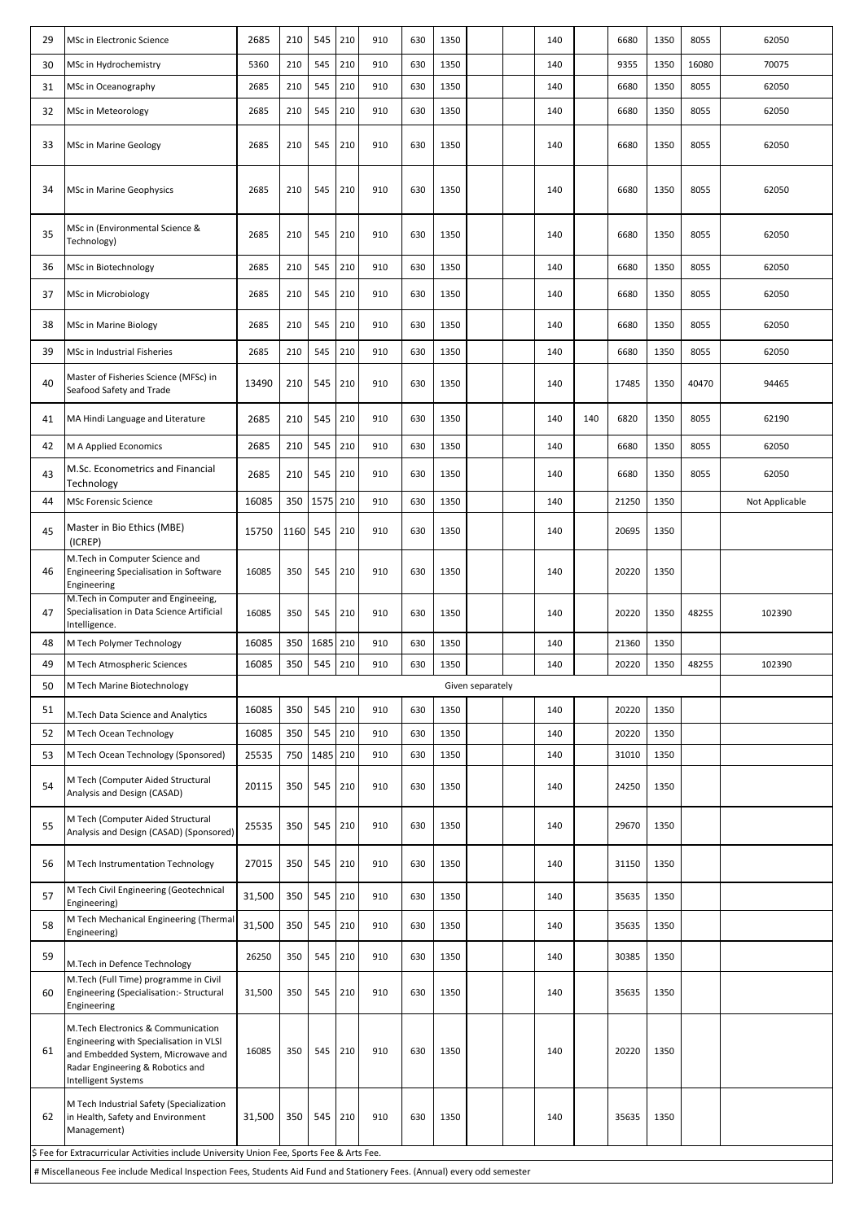| | | | | | | | | | | | | | | | | |
|---|---|---|---|---|---|---|---|---|---|---|---|---|---|---|---|---|
| 29 | MSc in Electronic Science | 2685 | 210 | 545 | 210 | 910 | 630 | 1350 | | | 140 | | 6680 | 1350 | 8055 | 62050 |
| 30 | MSc in Hydrochemistry | 5360 | 210 | 545 | 210 | 910 | 630 | 1350 | | | 140 | | 9355 | 1350 | 16080 | 70075 |
| 31 | MSc in Oceanography | 2685 | 210 | 545 | 210 | 910 | 630 | 1350 | | | 140 | | 6680 | 1350 | 8055 | 62050 |
| 32 | MSc in Meteorology | 2685 | 210 | 545 | 210 | 910 | 630 | 1350 | | | 140 | | 6680 | 1350 | 8055 | 62050 |
| 33 | MSc in Marine Geology | 2685 | 210 | 545 | 210 | 910 | 630 | 1350 | | | 140 | | 6680 | 1350 | 8055 | 62050 |
| 34 | MSc in Marine Geophysics | 2685 | 210 | 545 | 210 | 910 | 630 | 1350 | | | 140 | | 6680 | 1350 | 8055 | 62050 |
| 35 | MSc in (Environmental Science & Technology) | 2685 | 210 | 545 | 210 | 910 | 630 | 1350 | | | 140 | | 6680 | 1350 | 8055 | 62050 |
| 36 | MSc in Biotechnology | 2685 | 210 | 545 | 210 | 910 | 630 | 1350 | | | 140 | | 6680 | 1350 | 8055 | 62050 |
| 37 | MSc in Microbiology | 2685 | 210 | 545 | 210 | 910 | 630 | 1350 | | | 140 | | 6680 | 1350 | 8055 | 62050 |
| 38 | MSc in Marine Biology | 2685 | 210 | 545 | 210 | 910 | 630 | 1350 | | | 140 | | 6680 | 1350 | 8055 | 62050 |
| 39 | MSc in Industrial Fisheries | 2685 | 210 | 545 | 210 | 910 | 630 | 1350 | | | 140 | | 6680 | 1350 | 8055 | 62050 |
| 40 | Master of Fisheries Science (MFSc) in Seafood Safety and Trade | 13490 | 210 | 545 | 210 | 910 | 630 | 1350 | | | 140 | | 17485 | 1350 | 40470 | 94465 |
| 41 | MA Hindi Language and Literature | 2685 | 210 | 545 | 210 | 910 | 630 | 1350 | | | 140 | 140 | 6820 | 1350 | 8055 | 62190 |
| 42 | M A Applied Economics | 2685 | 210 | 545 | 210 | 910 | 630 | 1350 | | | 140 | | 6680 | 1350 | 8055 | 62050 |
| 43 | M.Sc. Econometrics and Financial Technology | 2685 | 210 | 545 | 210 | 910 | 630 | 1350 | | | 140 | | 6680 | 1350 | 8055 | 62050 |
| 44 | MSc Forensic Science | 16085 | 350 | 1575 | 210 | 910 | 630 | 1350 | | | 140 | | 21250 | 1350 | | Not Applicable |
| 45 | Master in Bio Ethics (MBE) (ICREP) | 15750 | 1160 | 545 | 210 | 910 | 630 | 1350 | | | 140 | | 20695 | 1350 | | |
| 46 | M.Tech in Computer Science and Engineering Specialisation in Software Engineering | 16085 | 350 | 545 | 210 | 910 | 630 | 1350 | | | 140 | | 20220 | 1350 | | |
| 47 | M.Tech in Computer and Engineeing, Specialisation in Data Science Artificial Intelligence. | 16085 | 350 | 545 | 210 | 910 | 630 | 1350 | | | 140 | | 20220 | 1350 | 48255 | 102390 |
| 48 | M Tech Polymer Technology | 16085 | 350 | 1685 | 210 | 910 | 630 | 1350 | | | 140 | | 21360 | 1350 | | |
| 49 | M Tech Atmospheric Sciences | 16085 | 350 | 545 | 210 | 910 | 630 | 1350 | | | 140 | | 20220 | 1350 | 48255 | 102390 |
| 50 | M Tech Marine Biotechnology | | | | | | | | Given separately | | | | | | | |
| 51 | M.Tech Data Science and Analytics | 16085 | 350 | 545 | 210 | 910 | 630 | 1350 | | | 140 | | 20220 | 1350 | | |
| 52 | M Tech Ocean Technology | 16085 | 350 | 545 | 210 | 910 | 630 | 1350 | | | 140 | | 20220 | 1350 | | |
| 53 | M Tech Ocean Technology (Sponsored) | 25535 | 750 | 1485 | 210 | 910 | 630 | 1350 | | | 140 | | 31010 | 1350 | | |
| 54 | M Tech (Computer Aided Structural Analysis and Design (CASAD) | 20115 | 350 | 545 | 210 | 910 | 630 | 1350 | | | 140 | | 24250 | 1350 | | |
| 55 | M Tech (Computer Aided Structural Analysis and Design (CASAD) (Sponsored) | 25535 | 350 | 545 | 210 | 910 | 630 | 1350 | | | 140 | | 29670 | 1350 | | |
| 56 | M Tech Instrumentation Technology | 27015 | 350 | 545 | 210 | 910 | 630 | 1350 | | | 140 | | 31150 | 1350 | | |
| 57 | M Tech Civil Engineering (Geotechnical Engineering) | 31,500 | 350 | 545 | 210 | 910 | 630 | 1350 | | | 140 | | 35635 | 1350 | | |
| 58 | M Tech Mechanical Engineering (Thermal Engineering) | 31,500 | 350 | 545 | 210 | 910 | 630 | 1350 | | | 140 | | 35635 | 1350 | | |
| 59 | M.Tech in Defence Technology | 26250 | 350 | 545 | 210 | 910 | 630 | 1350 | | | 140 | | 30385 | 1350 | | |
| 60 | M.Tech (Full Time) programme in Civil Engineering (Specialisation:- Structural Engineering | 31,500 | 350 | 545 | 210 | 910 | 630 | 1350 | | | 140 | | 35635 | 1350 | | |
| 61 | M.Tech Electronics & Communication Engineering with Specialisation in VLSI and Embedded System, Microwave and Radar Engineering & Robotics and Intelligent Systems | 16085 | 350 | 545 | 210 | 910 | 630 | 1350 | | | 140 | | 20220 | 1350 | | |
| 62 | M Tech Industrial Safety (Specialization in Health, Safety and Environment Management) | 31,500 | 350 | 545 | 210 | 910 | 630 | 1350 | | | 140 | | 35635 | 1350 | | |

$ Fee for Extracurricular Activities include University Union Fee, Sports Fee & Arts Fee.

# Miscellaneous Fee include Medical Inspection Fees, Students Aid Fund and Stationery Fees. (Annual) every odd semester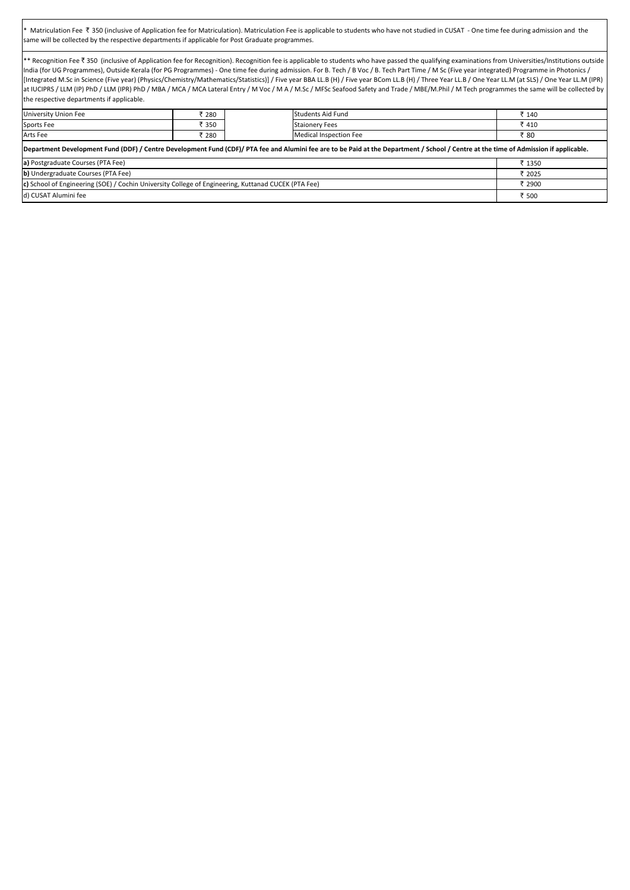* Matriculation Fee ₹ 350 (inclusive of Application fee for Matriculation). Matriculation Fee is applicable to students who have not studied in CUSAT - One time fee during admission and the same will be collected by the respective departments if applicable for Post Graduate programmes.

** Recognition Fee ₹ 350 (inclusive of Application fee for Recognition). Recognition fee is applicable to students who have passed the qualifying examinations from Universities/Institutions outside India (for UG Programmes), Outside Kerala (for PG Programmes) - One time fee during admission. For B. Tech / B Voc / B. Tech Part Time / M Sc (Five year integrated) Programme in Photonics / [Integrated M.Sc in Science (Five year) (Physics/Chemistry/Mathematics/Statistics)] / Five year BBA LL.B (H) / Five year BCom LL.B (H) / Three Year LL.B / One Year LL.M (at SLS) / One Year LL.M (IPR) at IUCIPRS / LLM (IP) PhD / LLM (IPR) PhD / MBA / MCA / MCA Lateral Entry / M Voc / M A / M.Sc / MFSc Seafood Safety and Trade / MBE/M.Phil / M Tech programmes the same will be collected by the respective departments if applicable.

| | | | | |
|---|---|---|---|---|
| University Union Fee | ₹ 280 | | Students Aid Fund | ₹ 140 |
| Sports Fee | ₹ 350 | | Staionery Fees | ₹ 410 |
| Arts Fee | ₹ 280 | | Medical Inspection Fee | ₹ 80 |

**Department Development Fund (DDF) / Centre Development Fund (CDF)/ PTA fee and Alumini fee are to be Paid at the Department / School / Centre at the time of Admission if applicable.**

| | |
|---|---|
| **a)** Postgraduate Courses (PTA Fee) | ₹ 1350 |
| **b)** Undergraduate Courses (PTA Fee) | ₹ 2025 |
| **c)** School of Engineering (SOE) / Cochin University College of Engineering, Kuttanad CUCEK (PTA Fee) | ₹ 2900 |
| d) CUSAT Alumini fee | ₹ 500 |